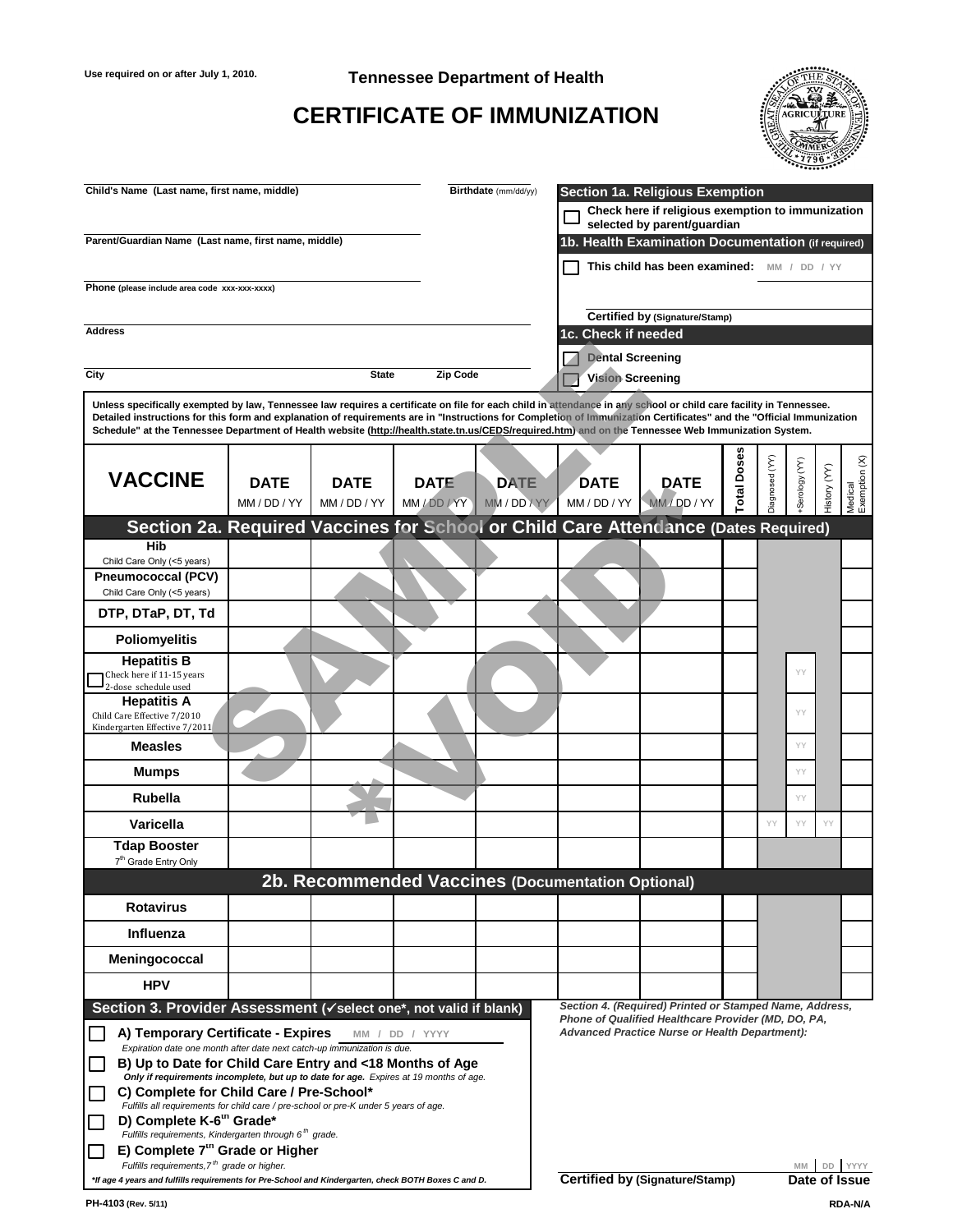Use required on or after July 1, 2010.

**Tennessee Department of Health**

# CERTIFICATE OF IMMUNIZATION

**Child's Name (Last name, first name, middle)** | **Birthdate** (mm/dd/yy)

**Parent/Guardian Name (Last name, first name, middle)**

**Phone** (please include area code xxx-xxx-xxxx)

**Address**

**City** | **State** | **Zip Code**

**Section 1a. Religious Exemption**

☐ Check here if religious exemption to immunization selected by parent/guardian

**1b. Health Examination Documentation** (if required)

☐ This child has been examined: MM / DD / YY

Certified by (Signature/Stamp)

**1c. Check if needed**

☐ Dental Screening

☐ Vision Screening

Unless specifically exempted by law, Tennessee law requires a certificate on file for each child in attendance in any school or child care facility in Tennessee. Detailed instructions for this form and explanation of requirements are in "Instructions for Completion of Immunization Certificates" and the "Official Immunization Schedule" at the Tennessee Department of Health website (http://health.state.tn.us/CEDS/required.htm) and on the Tennessee Web Immunization System.

SAMPLE *VOID*

| VACCINE | DATE MM / DD / YY | DATE MM / DD / YY | DATE MM / DD / YY | DATE MM / DD / YY | DATE MM / DD / YY | DATE MM / DD / YY | Total Doses | Diagnosed (YY) | +Serology (YY) | History (YY) | Medical Exemption (X) |
|---|---|---|---|---|---|---|---|---|---|---|---|
| **Section 2a. Required Vaccines for School or Child Care Attendance (Dates Required)** | | | | | | | | | | | |
| Hib<br>Child Care Only (<5 years) | | | | | | | | | | | |
| Pneumococcal (PCV)<br>Child Care Only (<5 years) | | | | | | | | | | | |
| DTP, DTaP, DT, Td | | | | | | | | | | | |
| Poliomyelitis | | | | | | | | | | | |
| Hepatitis B<br>☐ Check here if 11-15 years 2-dose schedule used | | | | | | | | | YY | | |
| Hepatitis A<br>Child Care Effective 7/2010<br>Kindergarten Effective 7/2011 | | | | | | | | | YY | | |
| Measles | | | | | | | | | YY | | |
| Mumps | | | | | | | | | YY | | |
| Rubella | | | | | | | | | YY | | |
| Varicella | | | | | | | | YY | YY | YY | |
| Tdap Booster<br>7th Grade Entry Only | | | | | | | | | | | |
| **2b. Recommended Vaccines (Documentation Optional)** | | | | | | | | | | | |
| Rotavirus | | | | | | | | | | | |
| Influenza | | | | | | | | | | | |
| Meningococcal | | | | | | | | | | | |
| HPV | | | | | | | | | | | |

**Section 3. Provider Assessment (✓select one*, not valid if blank)**

☐ **A) Temporary Certificate - Expires** MM / DD / YYYY
*Expiration date one month after date next catch-up immunization is due.*

☐ **B) Up to Date for Child Care Entry and <18 Months of Age**
*Only if requirements incomplete, but up to date for age. Expires at 19 months of age.*

☐ **C) Complete for Child Care / Pre-School***
*Fulfills all requirements for child care / pre-school or pre-K under 5 years of age.*

☐ **D) Complete K-6th Grade***
*Fulfills requirements, Kindergarten through 6th grade.*

☐ **E) Complete 7th Grade or Higher**
*Fulfills requirements, 7th grade or higher.*

**\*If age 4 years and fulfills requirements for Pre-School and Kindergarten, check BOTH Boxes C and D.**

*Section 4. (Required) Printed or Stamped Name, Address, Phone of Qualified Healthcare Provider (MD, DO, PA, Advanced Practice Nurse or Health Department):*

**Certified by (Signature/Stamp)** | MM DD YYYY **Date of Issue**

PH-4103 (Rev. 5/11) RDA-N/A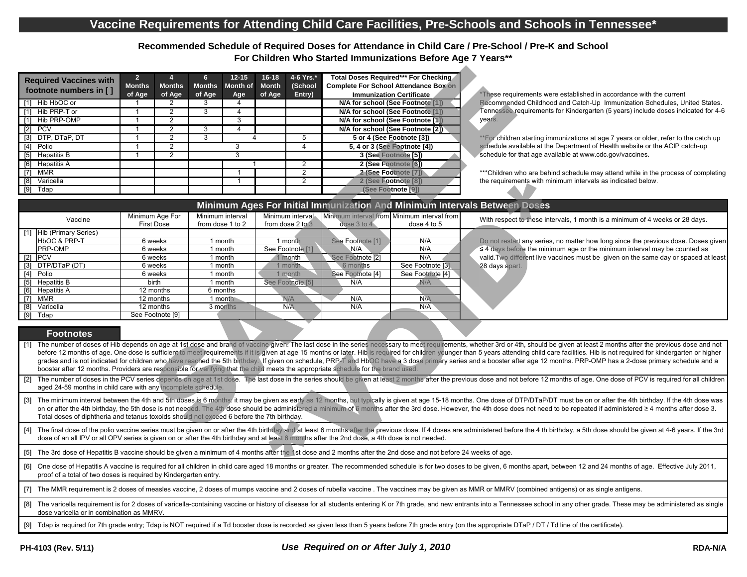# Vaccine Requirements for Attending Child Care Facilities, Pre-Schools and Schools in Tennessee*

## Recommended Schedule of Required Doses for Attendance in Child Care / Pre-School / Pre-K and School For Children Who Started Immunizations Before Age 7 Years**

| Required Vaccines with footnote numbers in [ ] | 2 Months of Age | 4 Months of Age | 6 Months of Age | 12-15 Month of Age | 16-18 Month of Age | 4-6 Yrs.* (School Entry) | Total Doses Required*** For Checking Complete For School Attendance Box on Immunization Certificate |
|---|---|---|---|---|---|---|---|
| [1] Hib HbOC or | 1 | 2 | 3 | 4 | | | N/A for school (See Footnote [1]) |
| [1] Hib PRP-T or | 1 | 2 | 3 | 4 | | | N/A for school (See Footnote [1]) |
| [1] Hib PRP-OMP | 1 | 2 | | 3 | | | N/A for school (See Footnote [1]) |
| [2] PCV | 1 | 2 | 3 | 4 | | | N/A for school (See Footnote [2]) |
| [3] DTP, DTaP, DT | 1 | 2 | 3 | 4 | | 5 | 5 or 4 (See Footnote [3]) |
| [4] Polio | 1 | 2 | 3 | | | 4 | 5, 4 or 3 (See Footnote [4]) |
| [5] Hepatitis B | 1 | 2 | 3 | | | | 3 (See Footnote [5]) |
| [6] Hepatitis A | | | | 1 | | 2 | 2 (See Footnote [6]) |
| [7] MMR | | | | 1 | | 2 | 2 (See Footnote [7]) |
| [8] Varicella | | | | 1 | | 2 | 2 (See Footnote [8]) |
| [9] Tdap | | | | | | | (See Footnote [9]) |

*These requirements were established in accordance with the current Recommended Childhood and Catch-Up Immunization Schedules, United States. Tennessee requirements for Kindergarten (5 years) include doses indicated for 4-6 years.

**For children starting immunizations at age 7 years or older, refer to the catch up schedule available at the Department of Health website or the ACIP catch-up schedule for that age available at www.cdc.gov/vaccines.

***Children who are behind schedule may attend while in the process of completing the requirements with minimum intervals as indicated below.

## Minimum Ages For Initial Immunization And Minimum Intervals Between Doses

| Vaccine | Minimum Age For First Dose | Minimum interval from dose 1 to 2 | Minimum interval from dose 2 to 3 | Minimum interval from dose 3 to 4 | Minimum interval from dose 4 to 5 |
|---|---|---|---|---|---|
| [1] Hib (Primary Series) | | | | | |
| HbOC & PRP-T | 6 weeks | 1 month | 1 month | See Footnote [1] | N/A |
| PRP-OMP | 6 weeks | 1 month | See Footnote [1] | N/A | N/A |
| [2] PCV | 6 weeks | 1 month | 1 month | See Footnote [2] | N/A |
| [3] DTP/DTaP (DT) | 6 weeks | 1 month | 1 month | 6 months | See Footnote [3] |
| [4] Polio | 6 weeks | 1 month | 1 month | See Footnote [4] | See Footnote [4] |
| [5] Hepatitis B | birth | 1 month | See Footnote [5] | N/A | N/A |
| [6] Hepatitis A | 12 months | 6 months | | | |
| [7] MMR | 12 months | 1 month | N/A | N/A | N/A |
| [8] Varicella | 12 months | 3 months | N/A | N/A | N/A |
| [9] Tdap | See Footnote [9] | | | | |

With respect to these intervals, 1 month is a minimum of 4 weeks or 28 days.

Do not restart any series, no matter how long since the previous dose. Doses given ≤ 4 days before the minimum age or the minimum interval may be counted as valid. Two different live vaccines must be given on the same day or spaced at least 28 days apart.

## Footnotes

[1] The number of doses of Hib depends on age at 1st dose and brand of vaccine given. The last dose in the series necessary to meet requirements, whether 3rd or 4th, should be given at least 2 months after the previous dose and not before 12 months of age. One dose is sufficient to meet requirements if it is given at age 15 months or later. Hib is required for children younger than 5 years attending child care facilities. Hib is not required for kindergarten or higher grades and is not indicated for children who have reached the 5th birthday. If given on schedule, PRP-T and HbOC have a 3 dose primary series and a booster after age 12 months. PRP-OMP has a 2-dose primary schedule and a booster after 12 months. Providers are responsible for verifying that the child meets the appropriate schedule for the brand used.

[2] The number of doses in the PCV series depends on age at 1st dose. The last dose in the series should be given at least 2 months after the previous dose and not before 12 months of age. One dose of PCV is required for all children aged 24-59 months in child care with any incomplete schedule.

[3] The minimum interval between the 4th and 5th doses is 6 months: it may be given as early as 12 months, but typically is given at age 15-18 months. One dose of DTP/DTaP/DT must be on or after the 4th birthday. If the 4th dose was on or after the 4th birthday, the 5th dose is not needed. The 4th dose should be administered a minimum of 6 months after the 3rd dose. However, the 4th dose does not need to be repeated if administered ≥ 4 months after dose 3. Total doses of diphtheria and tetanus toxoids should not exceed 6 before the 7th birthday.

[4] The final dose of the polio vaccine series must be given on or after the 4th birthday and at least 6 months after the previous dose. If 4 doses are administered before the 4 th birthday, a 5th dose should be given at 4-6 years. If the 3rd dose of an all IPV or all OPV series is given on or after the 4th birthday and at least 6 months after the 2nd dose, a 4th dose is not needed.

[5] The 3rd dose of Hepatitis B vaccine should be given a minimum of 4 months after the 1st dose and 2 months after the 2nd dose and not before 24 weeks of age.

[6] One dose of Hepatitis A vaccine is required for all children in child care aged 18 months or greater. The recommended schedule is for two doses to be given, 6 months apart, between 12 and 24 months of age. Effective July 2011, proof of a total of two doses is required by Kindergarten entry.

[7] The MMR requirement is 2 doses of measles vaccine, 2 doses of mumps vaccine and 2 doses of rubella vaccine . The vaccines may be given as MMR or MMRV (combined antigens) or as single antigens.

[8] The varicella requirement is for 2 doses of varicella-containing vaccine or history of disease for all students entering K or 7th grade, and new entrants into a Tennessee school in any other grade. These may be administered as single dose varicella or in combination as MMRV.

[9] Tdap is required for 7th grade entry; Tdap is NOT required if a Td booster dose is recorded as given less than 5 years before 7th grade entry (on the appropriate DTaP / DT / Td line of the certificate).

PH-4103 (Rev. 5/11) *Use Required on or After July 1, 2010* RDA-N/A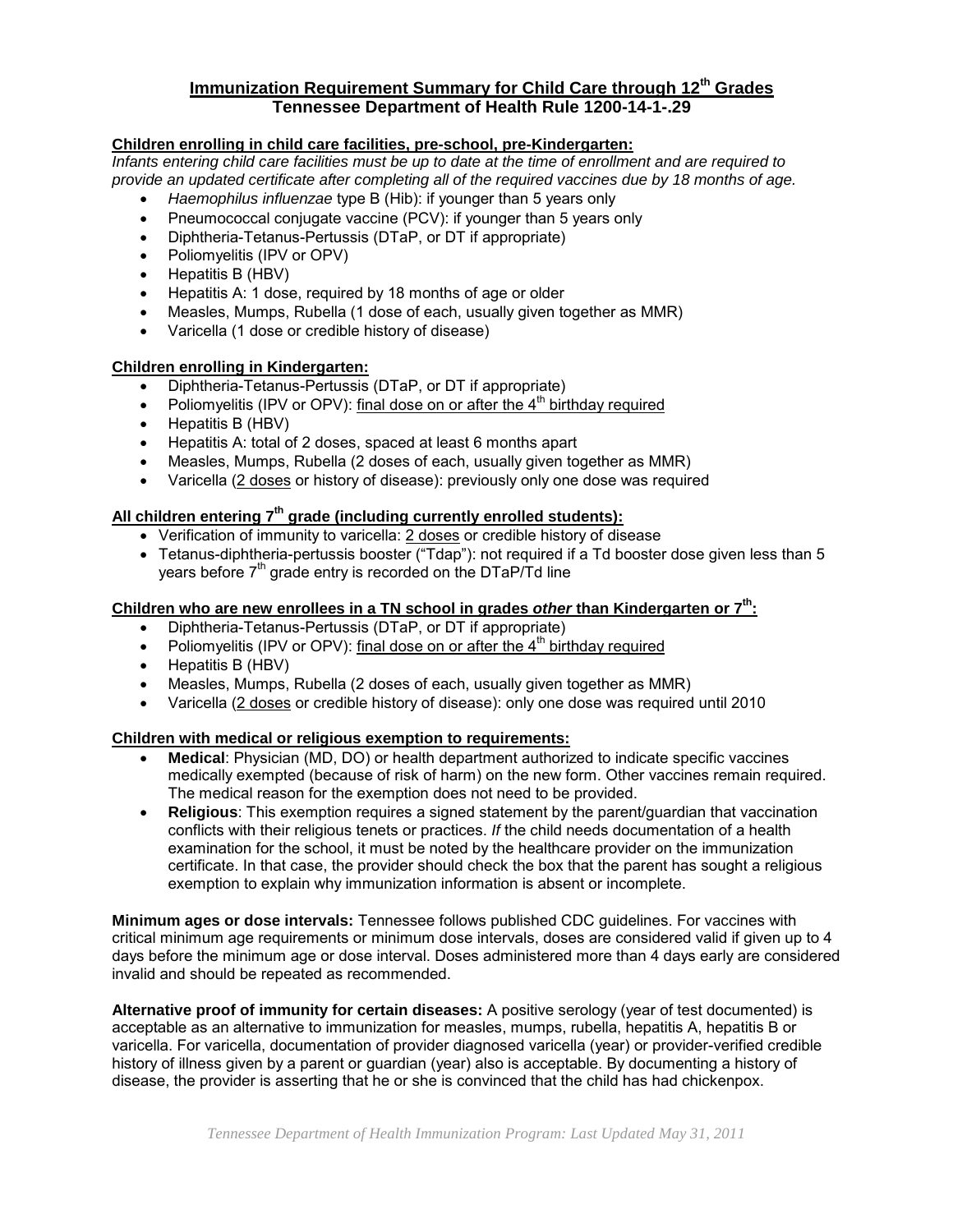# Immunization Requirement Summary for Child Care through 12th Grades
## Tennessee Department of Health Rule 1200-14-1-.29

### Children enrolling in child care facilities, pre-school, pre-Kindergarten:

*Infants entering child care facilities must be up to date at the time of enrollment and are required to provide an updated certificate after completing all of the required vaccines due by 18 months of age.*

- *Haemophilus influenzae* type B (Hib): if younger than 5 years only
- Pneumococcal conjugate vaccine (PCV): if younger than 5 years only
- Diphtheria-Tetanus-Pertussis (DTaP, or DT if appropriate)
- Poliomyelitis (IPV or OPV)
- Hepatitis B (HBV)
- Hepatitis A: 1 dose, required by 18 months of age or older
- Measles, Mumps, Rubella (1 dose of each, usually given together as MMR)
- Varicella (1 dose or credible history of disease)

### Children enrolling in Kindergarten:

- Diphtheria-Tetanus-Pertussis (DTaP, or DT if appropriate)
- Poliomyelitis (IPV or OPV): final dose on or after the 4th birthday required
- Hepatitis B (HBV)
- Hepatitis A: total of 2 doses, spaced at least 6 months apart
- Measles, Mumps, Rubella (2 doses of each, usually given together as MMR)
- Varicella (2 doses or history of disease): previously only one dose was required

### All children entering 7th grade (including currently enrolled students):

- Verification of immunity to varicella: 2 doses or credible history of disease
- Tetanus-diphtheria-pertussis booster ("Tdap"): not required if a Td booster dose given less than 5 years before 7th grade entry is recorded on the DTaP/Td line

### Children who are new enrollees in a TN school in grades *other* than Kindergarten or 7th:

- Diphtheria-Tetanus-Pertussis (DTaP, or DT if appropriate)
- Poliomyelitis (IPV or OPV): final dose on or after the 4th birthday required
- Hepatitis B (HBV)
- Measles, Mumps, Rubella (2 doses of each, usually given together as MMR)
- Varicella (2 doses or credible history of disease): only one dose was required until 2010

### Children with medical or religious exemption to requirements:

- **Medical**: Physician (MD, DO) or health department authorized to indicate specific vaccines medically exempted (because of risk of harm) on the new form. Other vaccines remain required. The medical reason for the exemption does not need to be provided.
- **Religious**: This exemption requires a signed statement by the parent/guardian that vaccination conflicts with their religious tenets or practices. *If* the child needs documentation of a health examination for the school, it must be noted by the healthcare provider on the immunization certificate. In that case, the provider should check the box that the parent has sought a religious exemption to explain why immunization information is absent or incomplete.

**Minimum ages or dose intervals:** Tennessee follows published CDC guidelines. For vaccines with critical minimum age requirements or minimum dose intervals, doses are considered valid if given up to 4 days before the minimum age or dose interval. Doses administered more than 4 days early are considered invalid and should be repeated as recommended.

**Alternative proof of immunity for certain diseases:** A positive serology (year of test documented) is acceptable as an alternative to immunization for measles, mumps, rubella, hepatitis A, hepatitis B or varicella. For varicella, documentation of provider diagnosed varicella (year) or provider-verified credible history of illness given by a parent or guardian (year) also is acceptable. By documenting a history of disease, the provider is asserting that he or she is convinced that the child has had chickenpox.

*Tennessee Department of Health Immunization Program: Last Updated May 31, 2011*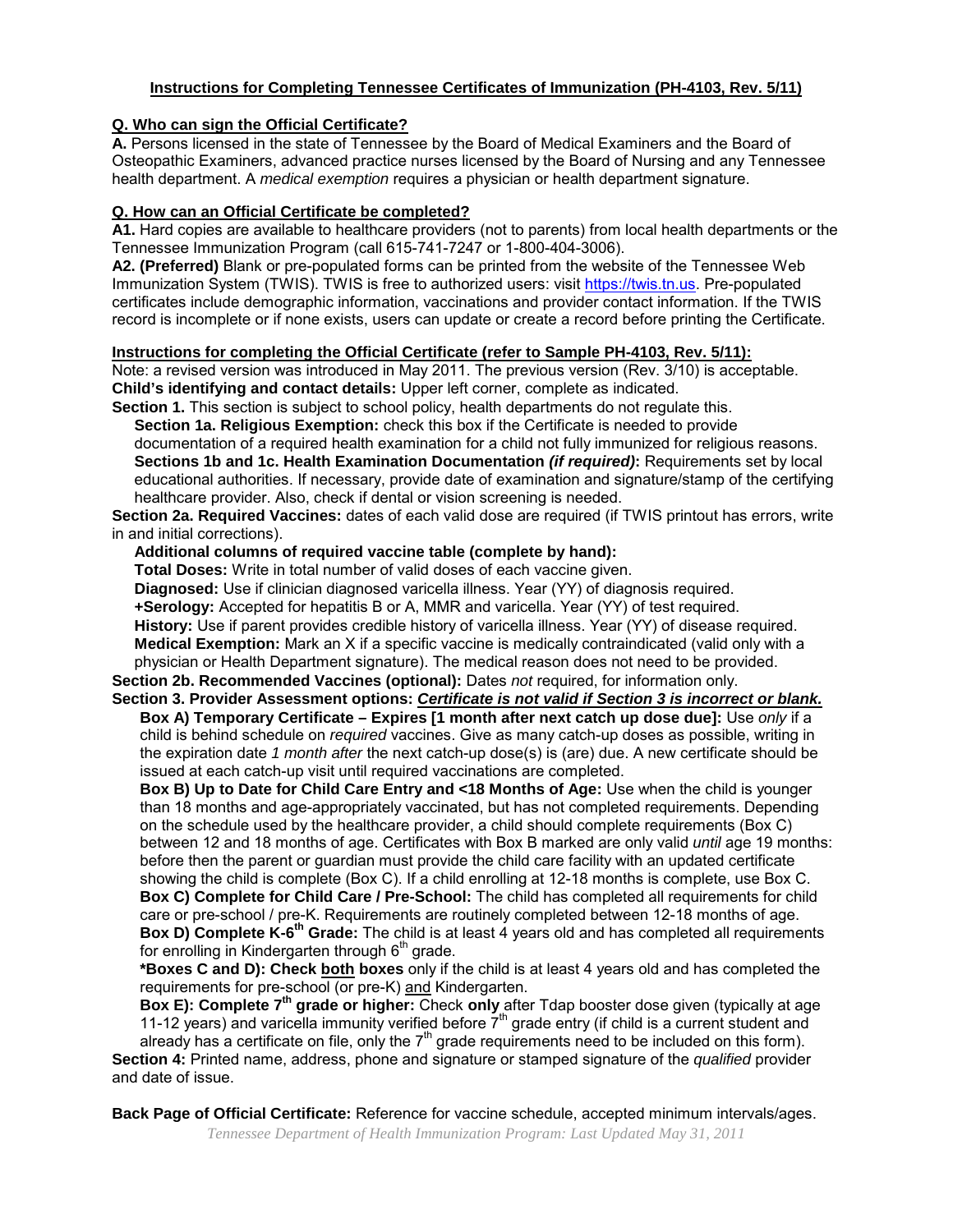# Instructions for Completing Tennessee Certificates of Immunization (PH-4103, Rev. 5/11)

**Q. Who can sign the Official Certificate?**

**A.** Persons licensed in the state of Tennessee by the Board of Medical Examiners and the Board of Osteopathic Examiners, advanced practice nurses licensed by the Board of Nursing and any Tennessee health department. A *medical exemption* requires a physician or health department signature.

**Q. How can an Official Certificate be completed?**

**A1.** Hard copies are available to healthcare providers (not to parents) from local health departments or the Tennessee Immunization Program (call 615-741-7247 or 1-800-404-3006).

**A2. (Preferred)** Blank or pre-populated forms can be printed from the website of the Tennessee Web Immunization System (TWIS). TWIS is free to authorized users: visit https://twis.tn.us. Pre-populated certificates include demographic information, vaccinations and provider contact information. If the TWIS record is incomplete or if none exists, users can update or create a record before printing the Certificate.

**Instructions for completing the Official Certificate (refer to Sample PH-4103, Rev. 5/11):**

Note: a revised version was introduced in May 2011. The previous version (Rev. 3/10) is acceptable.

**Child's identifying and contact details:** Upper left corner, complete as indicated.

**Section 1.** This section is subject to school policy, health departments do not regulate this.

- **Section 1a. Religious Exemption:** check this box if the Certificate is needed to provide documentation of a required health examination for a child not fully immunized for religious reasons.
- **Sections 1b and 1c. Health Examination Documentation *(if required)*:** Requirements set by local educational authorities. If necessary, provide date of examination and signature/stamp of the certifying healthcare provider. Also, check if dental or vision screening is needed.

**Section 2a. Required Vaccines:** dates of each valid dose are required (if TWIS printout has errors, write in and initial corrections).

**Additional columns of required vaccine table (complete by hand):**

- **Total Doses:** Write in total number of valid doses of each vaccine given.
- **Diagnosed:** Use if clinician diagnosed varicella illness. Year (YY) of diagnosis required.
- **+Serology:** Accepted for hepatitis B or A, MMR and varicella. Year (YY) of test required.
- **History:** Use if parent provides credible history of varicella illness. Year (YY) of disease required.
- **Medical Exemption:** Mark an X if a specific vaccine is medically contraindicated (valid only with a physician or Health Department signature). The medical reason does not need to be provided.

**Section 2b. Recommended Vaccines (optional):** Dates *not* required, for information only.

**Section 3. Provider Assessment options: *Certificate is not valid if Section 3 is incorrect or blank.***

- **Box A) Temporary Certificate – Expires [1 month after next catch up dose due]:** Use *only* if a child is behind schedule on *required* vaccines. Give as many catch-up doses as possible, writing in the expiration date *1 month after* the next catch-up dose(s) is (are) due. A new certificate should be issued at each catch-up visit until required vaccinations are completed.
- **Box B) Up to Date for Child Care Entry and <18 Months of Age:** Use when the child is younger than 18 months and age-appropriately vaccinated, but has not completed requirements. Depending on the schedule used by the healthcare provider, a child should complete requirements (Box C) between 12 and 18 months of age. Certificates with Box B marked are only valid *until* age 19 months: before then the parent or guardian must provide the child care facility with an updated certificate showing the child is complete (Box C). If a child enrolling at 12-18 months is complete, use Box C.
- **Box C) Complete for Child Care / Pre-School:** The child has completed all requirements for child care or pre-school / pre-K. Requirements are routinely completed between 12-18 months of age.
- **Box D) Complete K-6th Grade:** The child is at least 4 years old and has completed all requirements for enrolling in Kindergarten through 6th grade.
- **\*Boxes C and D): Check both boxes** only if the child is at least 4 years old and has completed the requirements for pre-school (or pre-K) and Kindergarten.
- **Box E): Complete 7th grade or higher:** Check **only** after Tdap booster dose given (typically at age 11-12 years) and varicella immunity verified before 7th grade entry (if child is a current student and already has a certificate on file, only the 7th grade requirements need to be included on this form).

**Section 4:** Printed name, address, phone and signature or stamped signature of the *qualified* provider and date of issue.

**Back Page of Official Certificate:** Reference for vaccine schedule, accepted minimum intervals/ages.

*Tennessee Department of Health Immunization Program: Last Updated May 31, 2011*